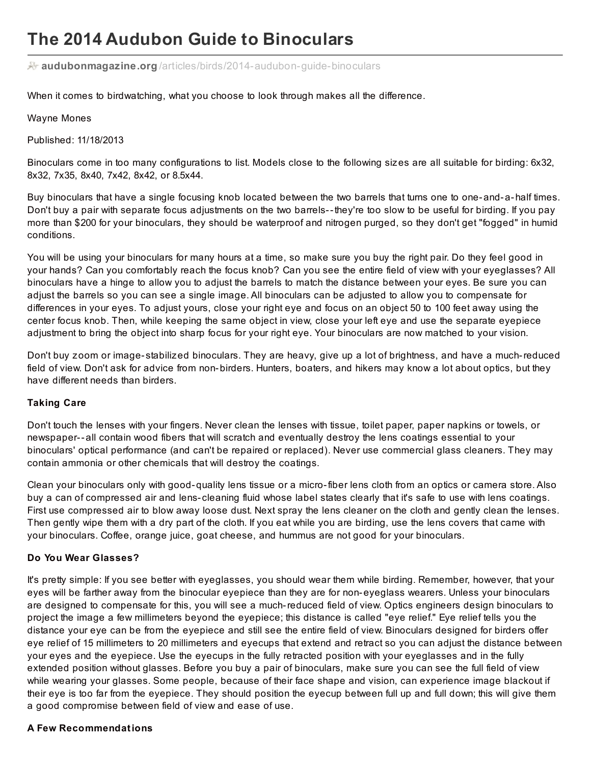# The 2014 Audubon Guide to Binoculars

audubonmagazine.org/articles/birds/2014-audubon-guide-binoculars

When it comes to birdwatching, what you choose to look through makes all the difference.

Wayne Mones

Published: 11/18/2013

Binoculars come in too many configurations to list. Models close to the following sizes are all suitable for birding: 6x32, 8x32, 7x35, 8x40, 7x42, 8x42, or 8.5x44.

Buy binoculars that have a single focusing knob located between the two barrels that turns one to one-and-a-half times. Don't buy a pair with separate focus adjustments on the two barrels--they're too slow to be useful for birding. If you pay more than $200 for your binoculars, they should be waterproof and nitrogen purged, so they don't get "fogged" in humid conditions.

You will be using your binoculars for many hours at a time, so make sure you buy the right pair. Do they feel good in your hands? Can you comfortably reach the focus knob? Can you see the entire field of view with your eyeglasses? All binoculars have a hinge to allow you to adjust the barrels to match the distance between your eyes. Be sure you can adjust the barrels so you can see a single image. All binoculars can be adjusted to allow you to compensate for differences in your eyes. To adjust yours, close your right eye and focus on an object 50 to 100 feet away using the center focus knob. Then, while keeping the same object in view, close your left eye and use the separate eyepiece adjustment to bring the object into sharp focus for your right eye. Your binoculars are now matched to your vision.

Don't buy zoom or image-stabilized binoculars. They are heavy, give up a lot of brightness, and have a much-reduced field of view. Don't ask for advice from non-birders. Hunters, boaters, and hikers may know a lot about optics, but they have different needs than birders.

**Taking Care**

Don't touch the lenses with your fingers. Never clean the lenses with tissue, toilet paper, paper napkins or towels, or newspaper--all contain wood fibers that will scratch and eventually destroy the lens coatings essential to your binoculars' optical performance (and can't be repaired or replaced). Never use commercial glass cleaners. They may contain ammonia or other chemicals that will destroy the coatings.

Clean your binoculars only with good-quality lens tissue or a micro-fiber lens cloth from an optics or camera store. Also buy a can of compressed air and lens-cleaning fluid whose label states clearly that it's safe to use with lens coatings. First use compressed air to blow away loose dust. Next spray the lens cleaner on the cloth and gently clean the lenses. Then gently wipe them with a dry part of the cloth. If you eat while you are birding, use the lens covers that came with your binoculars. Coffee, orange juice, goat cheese, and hummus are not good for your binoculars.

**Do You Wear Glasses?**

It's pretty simple: If you see better with eyeglasses, you should wear them while birding. Remember, however, that your eyes will be farther away from the binocular eyepiece than they are for non-eyeglass wearers. Unless your binoculars are designed to compensate for this, you will see a much-reduced field of view. Optics engineers design binoculars to project the image a few millimeters beyond the eyepiece; this distance is called "eye relief." Eye relief tells you the distance your eye can be from the eyepiece and still see the entire field of view. Binoculars designed for birders offer eye relief of 15 millimeters to 20 millimeters and eyecups that extend and retract so you can adjust the distance between your eyes and the eyepiece. Use the eyecups in the fully retracted position with your eyeglasses and in the fully extended position without glasses. Before you buy a pair of binoculars, make sure you can see the full field of view while wearing your glasses. Some people, because of their face shape and vision, can experience image blackout if their eye is too far from the eyepiece. They should position the eyecup between full up and full down; this will give them a good compromise between field of view and ease of use.

**A Few Recommendations**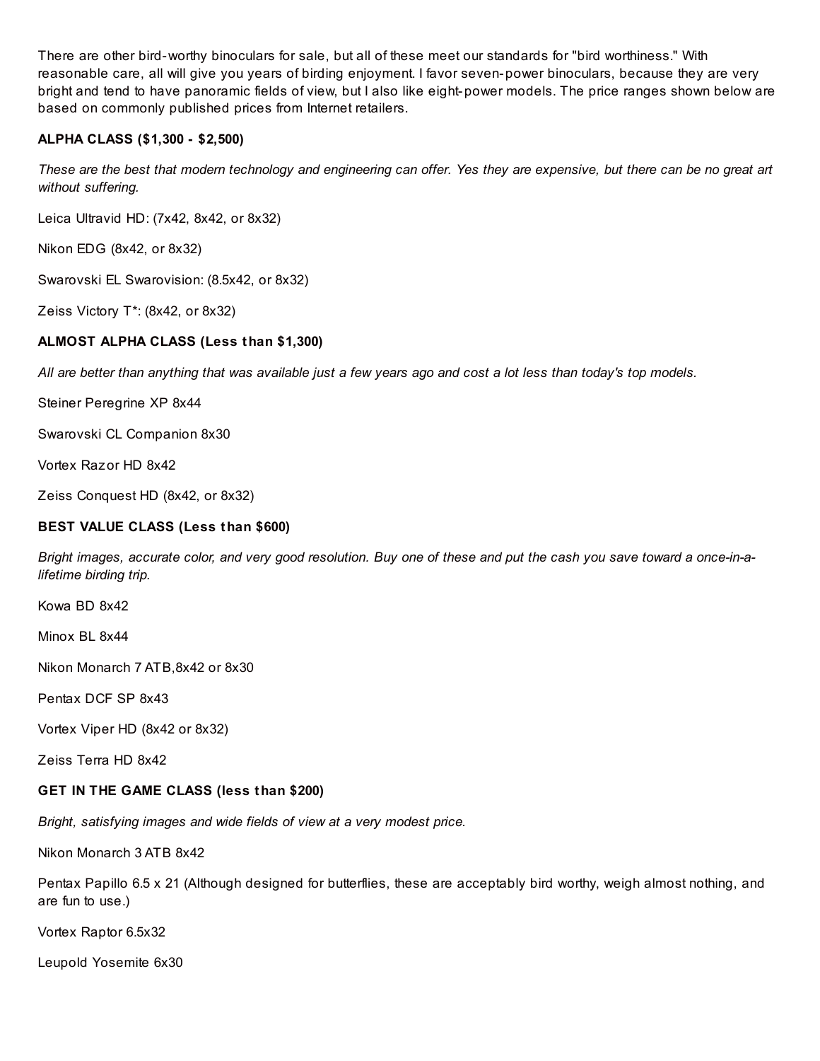There are other bird-worthy binoculars for sale, but all of these meet our standards for "bird worthiness." With reasonable care, all will give you years of birding enjoyment. I favor seven-power binoculars, because they are very bright and tend to have panoramic fields of view, but I also like eight-power models. The price ranges shown below are based on commonly published prices from Internet retailers.

**ALPHA CLASS ($1,300 - $2,500)**

*These are the best that modern technology and engineering can offer. Yes they are expensive, but there can be no great art without suffering.*

Leica Ultravid HD: (7x42, 8x42, or 8x32)

Nikon EDG (8x42, or 8x32)

Swarovski EL Swarovision: (8.5x42, or 8x32)

Zeiss Victory T*: (8x42, or 8x32)

**ALMOST ALPHA CLASS (Less than $1,300)**

*All are better than anything that was available just a few years ago and cost a lot less than today's top models.*

Steiner Peregrine XP 8x44

Swarovski CL Companion 8x30

Vortex Razor HD 8x42

Zeiss Conquest HD (8x42, or 8x32)

**BEST VALUE CLASS (Less than $600)**

*Bright images, accurate color, and very good resolution. Buy one of these and put the cash you save toward a once-in-a-lifetime birding trip.*

Kowa BD 8x42

Minox BL 8x44

Nikon Monarch 7 ATB,8x42 or 8x30

Pentax DCF SP 8x43

Vortex Viper HD (8x42 or 8x32)

Zeiss Terra HD 8x42

**GET IN THE GAME CLASS (less than $200)**

*Bright, satisfying images and wide fields of view at a very modest price.*

Nikon Monarch 3 ATB 8x42

Pentax Papillo 6.5 x 21 (Although designed for butterflies, these are acceptably bird worthy, weigh almost nothing, and are fun to use.)

Vortex Raptor 6.5x32

Leupold Yosemite 6x30